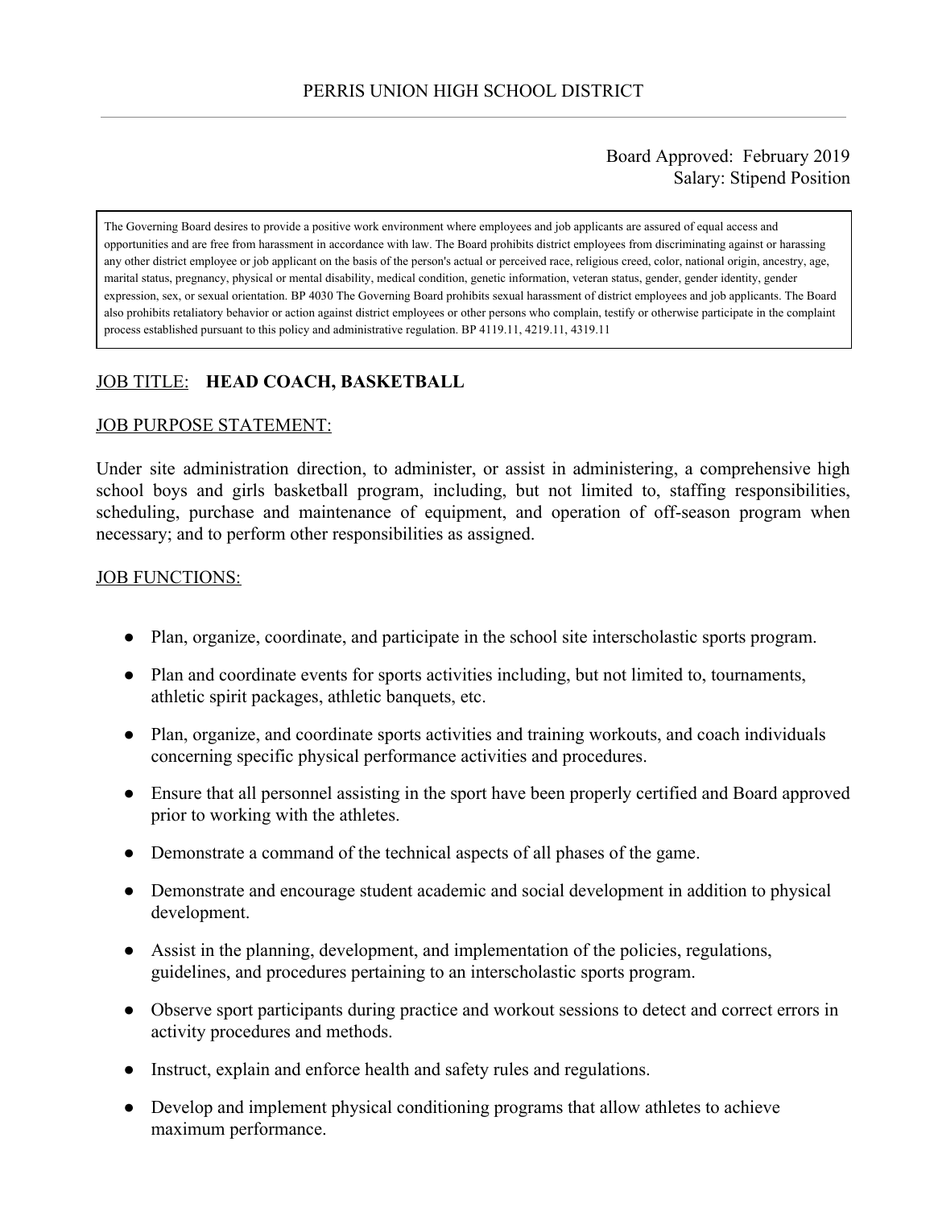PERRIS UNION HIGH SCHOOL DISTRICT

Board Approved: February 2019
Salary: Stipend Position

The Governing Board desires to provide a positive work environment where employees and job applicants are assured of equal access and opportunities and are free from harassment in accordance with law. The Board prohibits district employees from discriminating against or harassing any other district employee or job applicant on the basis of the person's actual or perceived race, religious creed, color, national origin, ancestry, age, marital status, pregnancy, physical or mental disability, medical condition, genetic information, veteran status, gender, gender identity, gender expression, sex, or sexual orientation. BP 4030 The Governing Board prohibits sexual harassment of district employees and job applicants. The Board also prohibits retaliatory behavior or action against district employees or other persons who complain, testify or otherwise participate in the complaint process established pursuant to this policy and administrative regulation. BP 4119.11, 4219.11, 4319.11

JOB TITLE: **HEAD COACH, BASKETBALL**

JOB PURPOSE STATEMENT:

Under site administration direction, to administer, or assist in administering, a comprehensive high school boys and girls basketball program, including, but not limited to, staffing responsibilities, scheduling, purchase and maintenance of equipment, and operation of off-season program when necessary; and to perform other responsibilities as assigned.

JOB FUNCTIONS:

- Plan, organize, coordinate, and participate in the school site interscholastic sports program.
- Plan and coordinate events for sports activities including, but not limited to, tournaments, athletic spirit packages, athletic banquets, etc.
- Plan, organize, and coordinate sports activities and training workouts, and coach individuals concerning specific physical performance activities and procedures.
- Ensure that all personnel assisting in the sport have been properly certified and Board approved prior to working with the athletes.
- Demonstrate a command of the technical aspects of all phases of the game.
- Demonstrate and encourage student academic and social development in addition to physical development.
- Assist in the planning, development, and implementation of the policies, regulations, guidelines, and procedures pertaining to an interscholastic sports program.
- Observe sport participants during practice and workout sessions to detect and correct errors in activity procedures and methods.
- Instruct, explain and enforce health and safety rules and regulations.
- Develop and implement physical conditioning programs that allow athletes to achieve maximum performance.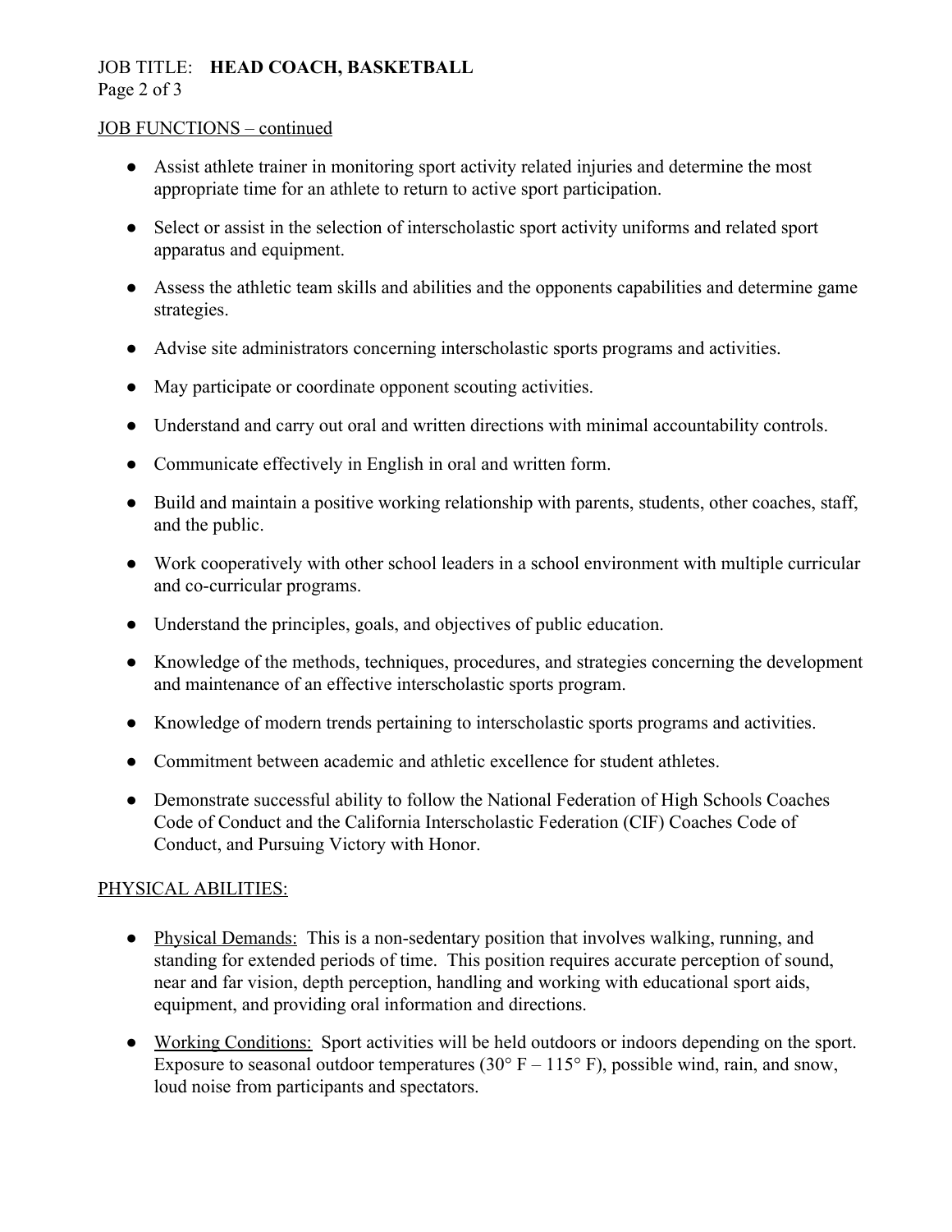JOB FUNCTIONS – continued

- Assist athlete trainer in monitoring sport activity related injuries and determine the most appropriate time for an athlete to return to active sport participation.
- Select or assist in the selection of interscholastic sport activity uniforms and related sport apparatus and equipment.
- Assess the athletic team skills and abilities and the opponents capabilities and determine game strategies.
- Advise site administrators concerning interscholastic sports programs and activities.
- May participate or coordinate opponent scouting activities.
- Understand and carry out oral and written directions with minimal accountability controls.
- Communicate effectively in English in oral and written form.
- Build and maintain a positive working relationship with parents, students, other coaches, staff, and the public.
- Work cooperatively with other school leaders in a school environment with multiple curricular and co-curricular programs.
- Understand the principles, goals, and objectives of public education.
- Knowledge of the methods, techniques, procedures, and strategies concerning the development and maintenance of an effective interscholastic sports program.
- Knowledge of modern trends pertaining to interscholastic sports programs and activities.
- Commitment between academic and athletic excellence for student athletes.
- Demonstrate successful ability to follow the National Federation of High Schools Coaches Code of Conduct and the California Interscholastic Federation (CIF) Coaches Code of Conduct, and Pursuing Victory with Honor.

## PHYSICAL ABILITIES:

- Physical Demands: This is a non-sedentary position that involves walking, running, and standing for extended periods of time. This position requires accurate perception of sound, near and far vision, depth perception, handling and working with educational sport aids, equipment, and providing oral information and directions.
- Working Conditions: Sport activities will be held outdoors or indoors depending on the sport. Exposure to seasonal outdoor temperatures (30° F – 115° F), possible wind, rain, and snow, loud noise from participants and spectators.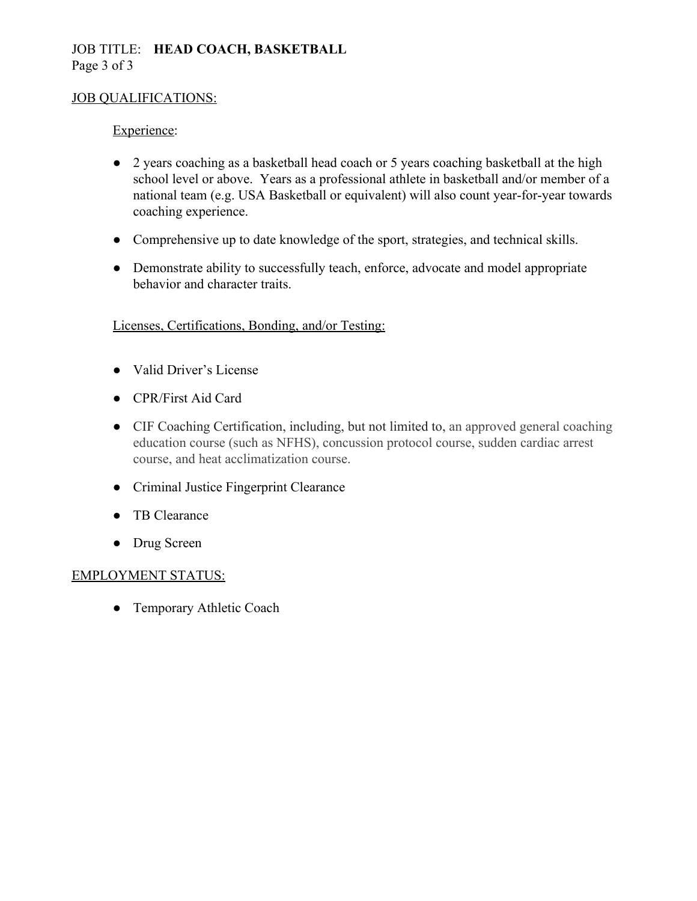## JOB QUALIFICATIONS:

### Experience:

- 2 years coaching as a basketball head coach or 5 years coaching basketball at the high school level or above. Years as a professional athlete in basketball and/or member of a national team (e.g. USA Basketball or equivalent) will also count year-for-year towards coaching experience.
- Comprehensive up to date knowledge of the sport, strategies, and technical skills.
- Demonstrate ability to successfully teach, enforce, advocate and model appropriate behavior and character traits.

### Licenses, Certifications, Bonding, and/or Testing:

- Valid Driver's License
- CPR/First Aid Card
- CIF Coaching Certification, including, but not limited to, an approved general coaching education course (such as NFHS), concussion protocol course, sudden cardiac arrest course, and heat acclimatization course.
- Criminal Justice Fingerprint Clearance
- TB Clearance
- Drug Screen

## EMPLOYMENT STATUS:

- Temporary Athletic Coach